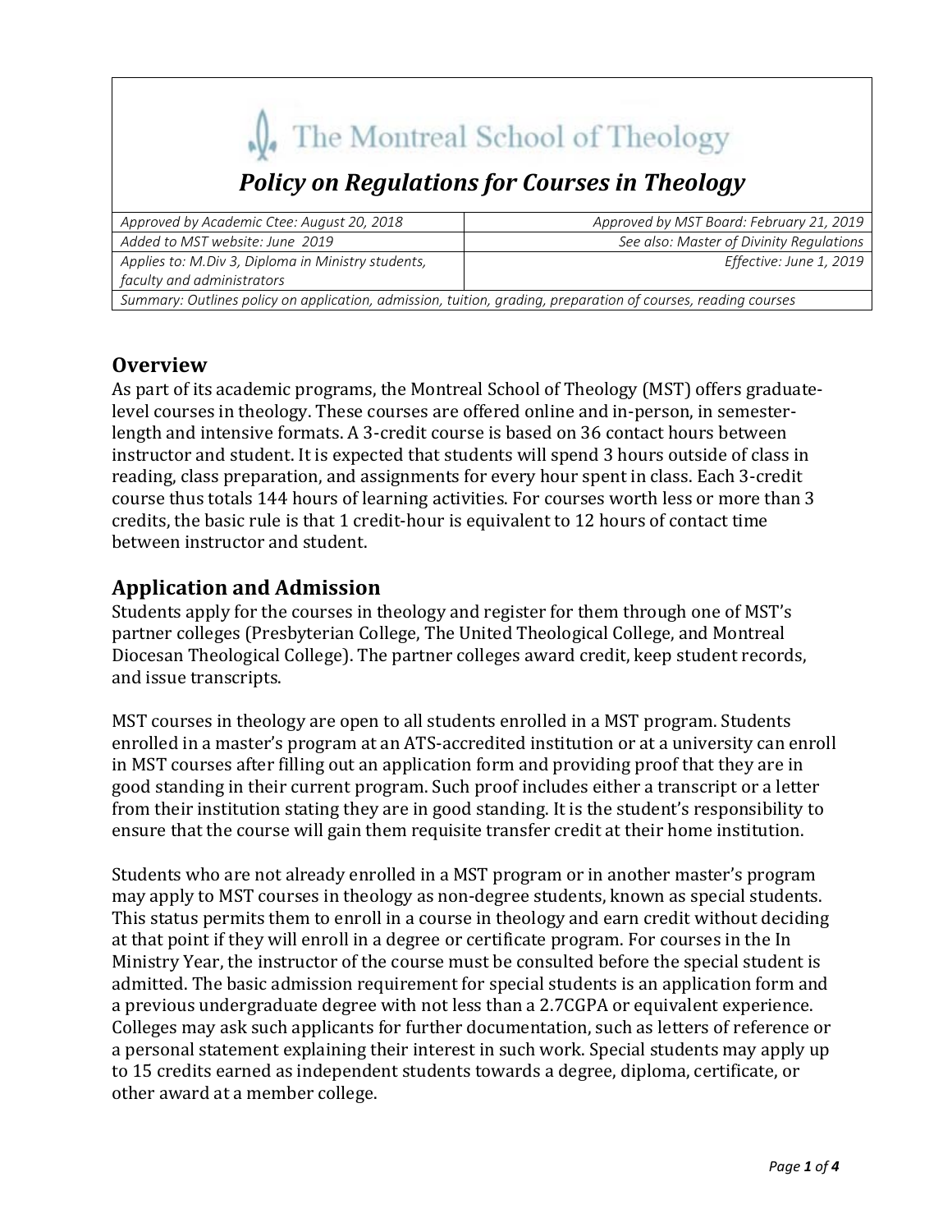The Montreal School of Theology

# *Policy on Regulations for Courses in Theology*

| *Approved by Academic Ctee: August 20, 2018* | *Approved by MST Board: February 21, 2019* |
| --- | --- |
| *Added to MST website: June 2019* | *See also: Master of Divinity Regulations* |
| *Applies to: M.Div 3, Diploma in Ministry students, faculty and administrators* | *Effective: June 1, 2019* |
| *Summary: Outlines policy on application, admission, tuition, grading, preparation of courses, reading courses* | |

## Overview

As part of its academic programs, the Montreal School of Theology (MST) offers graduate-level courses in theology. These courses are offered online and in-person, in semester-length and intensive formats. A 3-credit course is based on 36 contact hours between instructor and student. It is expected that students will spend 3 hours outside of class in reading, class preparation, and assignments for every hour spent in class. Each 3-credit course thus totals 144 hours of learning activities. For courses worth less or more than 3 credits, the basic rule is that 1 credit-hour is equivalent to 12 hours of contact time between instructor and student.

## Application and Admission

Students apply for the courses in theology and register for them through one of MST's partner colleges (Presbyterian College, The United Theological College, and Montreal Diocesan Theological College). The partner colleges award credit, keep student records, and issue transcripts.

MST courses in theology are open to all students enrolled in a MST program. Students enrolled in a master's program at an ATS-accredited institution or at a university can enroll in MST courses after filling out an application form and providing proof that they are in good standing in their current program. Such proof includes either a transcript or a letter from their institution stating they are in good standing. It is the student's responsibility to ensure that the course will gain them requisite transfer credit at their home institution.

Students who are not already enrolled in a MST program or in another master's program may apply to MST courses in theology as non-degree students, known as special students. This status permits them to enroll in a course in theology and earn credit without deciding at that point if they will enroll in a degree or certificate program. For courses in the In Ministry Year, the instructor of the course must be consulted before the special student is admitted. The basic admission requirement for special students is an application form and a previous undergraduate degree with not less than a 2.7CGPA or equivalent experience. Colleges may ask such applicants for further documentation, such as letters of reference or a personal statement explaining their interest in such work. Special students may apply up to 15 credits earned as independent students towards a degree, diploma, certificate, or other award at a member college.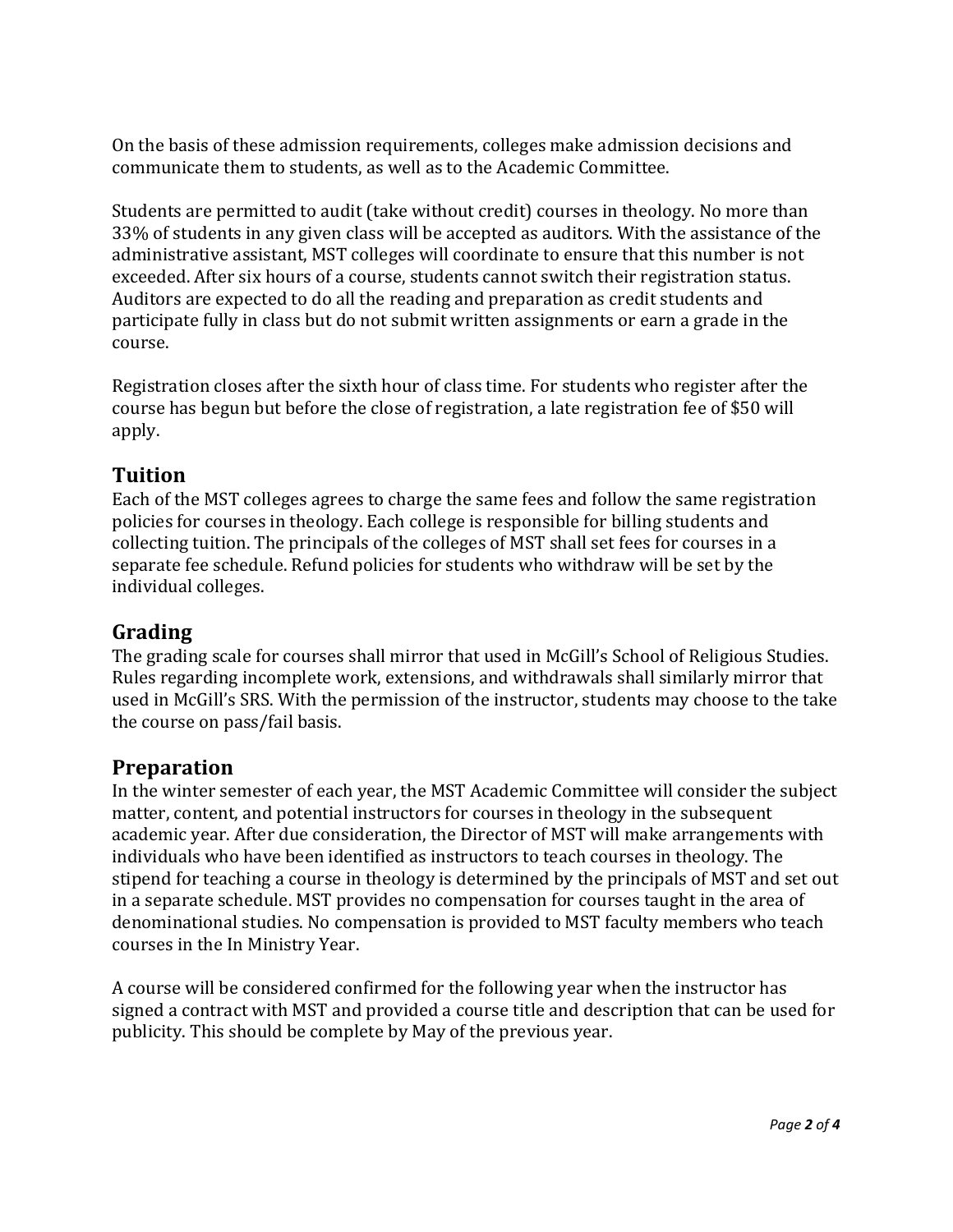On the basis of these admission requirements, colleges make admission decisions and communicate them to students, as well as to the Academic Committee.

Students are permitted to audit (take without credit) courses in theology. No more than 33% of students in any given class will be accepted as auditors. With the assistance of the administrative assistant, MST colleges will coordinate to ensure that this number is not exceeded. After six hours of a course, students cannot switch their registration status. Auditors are expected to do all the reading and preparation as credit students and participate fully in class but do not submit written assignments or earn a grade in the course.

Registration closes after the sixth hour of class time. For students who register after the course has begun but before the close of registration, a late registration fee of $50 will apply.

## Tuition

Each of the MST colleges agrees to charge the same fees and follow the same registration policies for courses in theology. Each college is responsible for billing students and collecting tuition. The principals of the colleges of MST shall set fees for courses in a separate fee schedule. Refund policies for students who withdraw will be set by the individual colleges.

## Grading

The grading scale for courses shall mirror that used in McGill's School of Religious Studies. Rules regarding incomplete work, extensions, and withdrawals shall similarly mirror that used in McGill's SRS. With the permission of the instructor, students may choose to the take the course on pass/fail basis.

## Preparation

In the winter semester of each year, the MST Academic Committee will consider the subject matter, content, and potential instructors for courses in theology in the subsequent academic year. After due consideration, the Director of MST will make arrangements with individuals who have been identified as instructors to teach courses in theology. The stipend for teaching a course in theology is determined by the principals of MST and set out in a separate schedule. MST provides no compensation for courses taught in the area of denominational studies. No compensation is provided to MST faculty members who teach courses in the In Ministry Year.

A course will be considered confirmed for the following year when the instructor has signed a contract with MST and provided a course title and description that can be used for publicity. This should be complete by May of the previous year.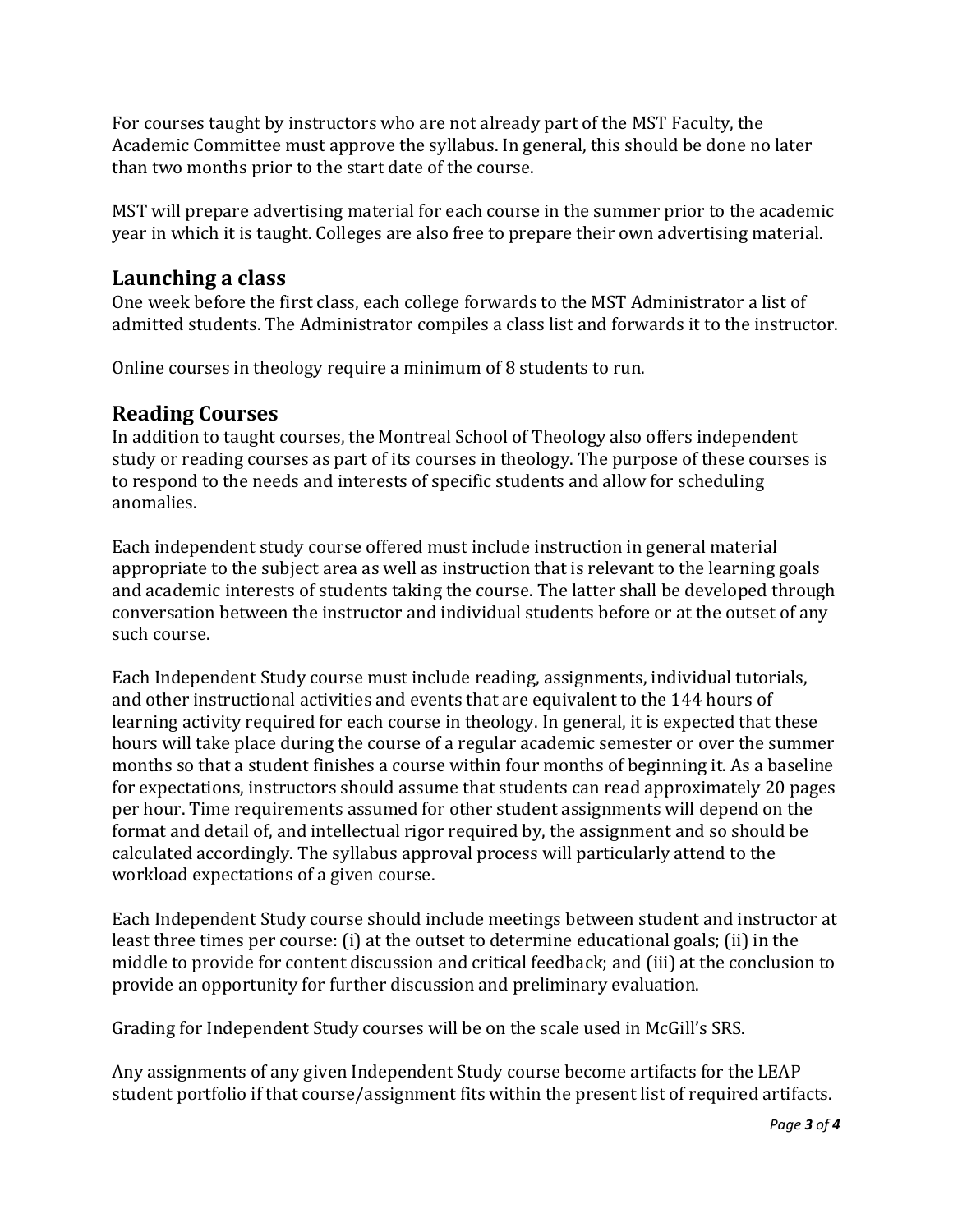For courses taught by instructors who are not already part of the MST Faculty, the Academic Committee must approve the syllabus. In general, this should be done no later than two months prior to the start date of the course.

MST will prepare advertising material for each course in the summer prior to the academic year in which it is taught. Colleges are also free to prepare their own advertising material.

## Launching a class

One week before the first class, each college forwards to the MST Administrator a list of admitted students. The Administrator compiles a class list and forwards it to the instructor.

Online courses in theology require a minimum of 8 students to run.

## Reading Courses

In addition to taught courses, the Montreal School of Theology also offers independent study or reading courses as part of its courses in theology. The purpose of these courses is to respond to the needs and interests of specific students and allow for scheduling anomalies.

Each independent study course offered must include instruction in general material appropriate to the subject area as well as instruction that is relevant to the learning goals and academic interests of students taking the course. The latter shall be developed through conversation between the instructor and individual students before or at the outset of any such course.

Each Independent Study course must include reading, assignments, individual tutorials, and other instructional activities and events that are equivalent to the 144 hours of learning activity required for each course in theology. In general, it is expected that these hours will take place during the course of a regular academic semester or over the summer months so that a student finishes a course within four months of beginning it. As a baseline for expectations, instructors should assume that students can read approximately 20 pages per hour. Time requirements assumed for other student assignments will depend on the format and detail of, and intellectual rigor required by, the assignment and so should be calculated accordingly. The syllabus approval process will particularly attend to the workload expectations of a given course.

Each Independent Study course should include meetings between student and instructor at least three times per course: (i) at the outset to determine educational goals; (ii) in the middle to provide for content discussion and critical feedback; and (iii) at the conclusion to provide an opportunity for further discussion and preliminary evaluation.

Grading for Independent Study courses will be on the scale used in McGill's SRS.

Any assignments of any given Independent Study course become artifacts for the LEAP student portfolio if that course/assignment fits within the present list of required artifacts.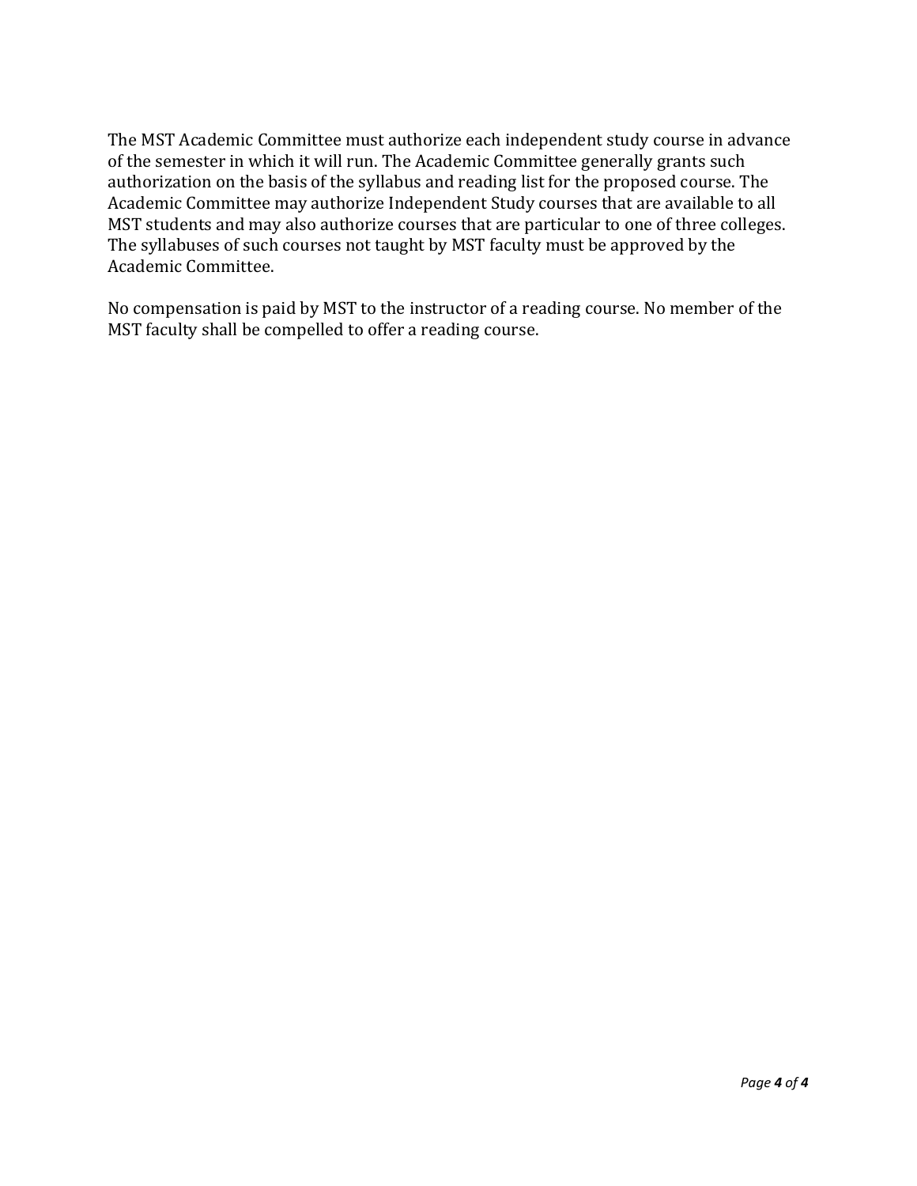The MST Academic Committee must authorize each independent study course in advance of the semester in which it will run. The Academic Committee generally grants such authorization on the basis of the syllabus and reading list for the proposed course. The Academic Committee may authorize Independent Study courses that are available to all MST students and may also authorize courses that are particular to one of three colleges. The syllabuses of such courses not taught by MST faculty must be approved by the Academic Committee.

No compensation is paid by MST to the instructor of a reading course. No member of the MST faculty shall be compelled to offer a reading course.